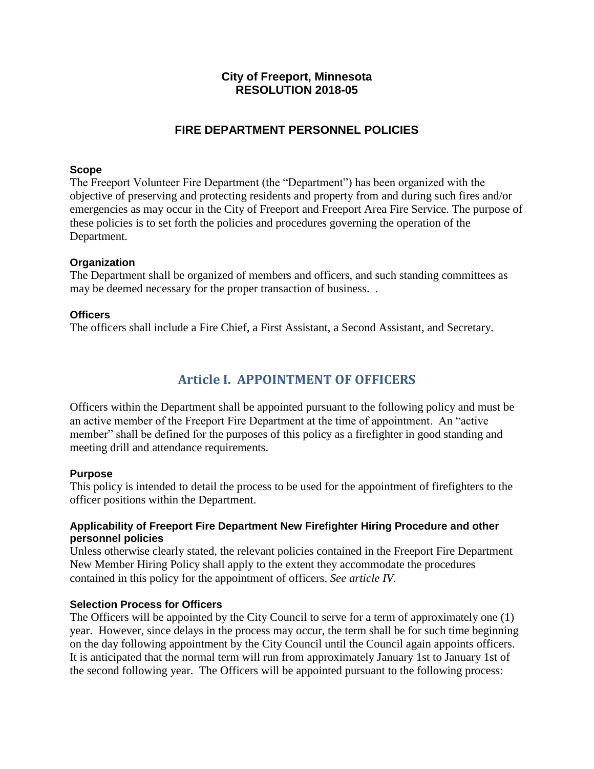**City of Freeport, Minnesota**
**RESOLUTION 2018-05**

# FIRE DEPARTMENT PERSONNEL POLICIES

### Scope

The Freeport Volunteer Fire Department (the "Department") has been organized with the objective of preserving and protecting residents and property from and during such fires and/or emergencies as may occur in the City of Freeport and Freeport Area Fire Service. The purpose of these policies is to set forth the policies and procedures governing the operation of the Department.

### Organization

The Department shall be organized of members and officers, and such standing committees as may be deemed necessary for the proper transaction of business. .

### Officers

The officers shall include a Fire Chief, a First Assistant, a Second Assistant, and Secretary.

## Article I. APPOINTMENT OF OFFICERS

Officers within the Department shall be appointed pursuant to the following policy and must be an active member of the Freeport Fire Department at the time of appointment. An "active member" shall be defined for the purposes of this policy as a firefighter in good standing and meeting drill and attendance requirements.

### Purpose

This policy is intended to detail the process to be used for the appointment of firefighters to the officer positions within the Department.

### Applicability of Freeport Fire Department New Firefighter Hiring Procedure and other personnel policies

Unless otherwise clearly stated, the relevant policies contained in the Freeport Fire Department New Member Hiring Policy shall apply to the extent they accommodate the procedures contained in this policy for the appointment of officers. *See article IV.*

### Selection Process for Officers

The Officers will be appointed by the City Council to serve for a term of approximately one (1) year. However, since delays in the process may occur, the term shall be for such time beginning on the day following appointment by the City Council until the Council again appoints officers. It is anticipated that the normal term will run from approximately January 1st to January 1st of the second following year. The Officers will be appointed pursuant to the following process: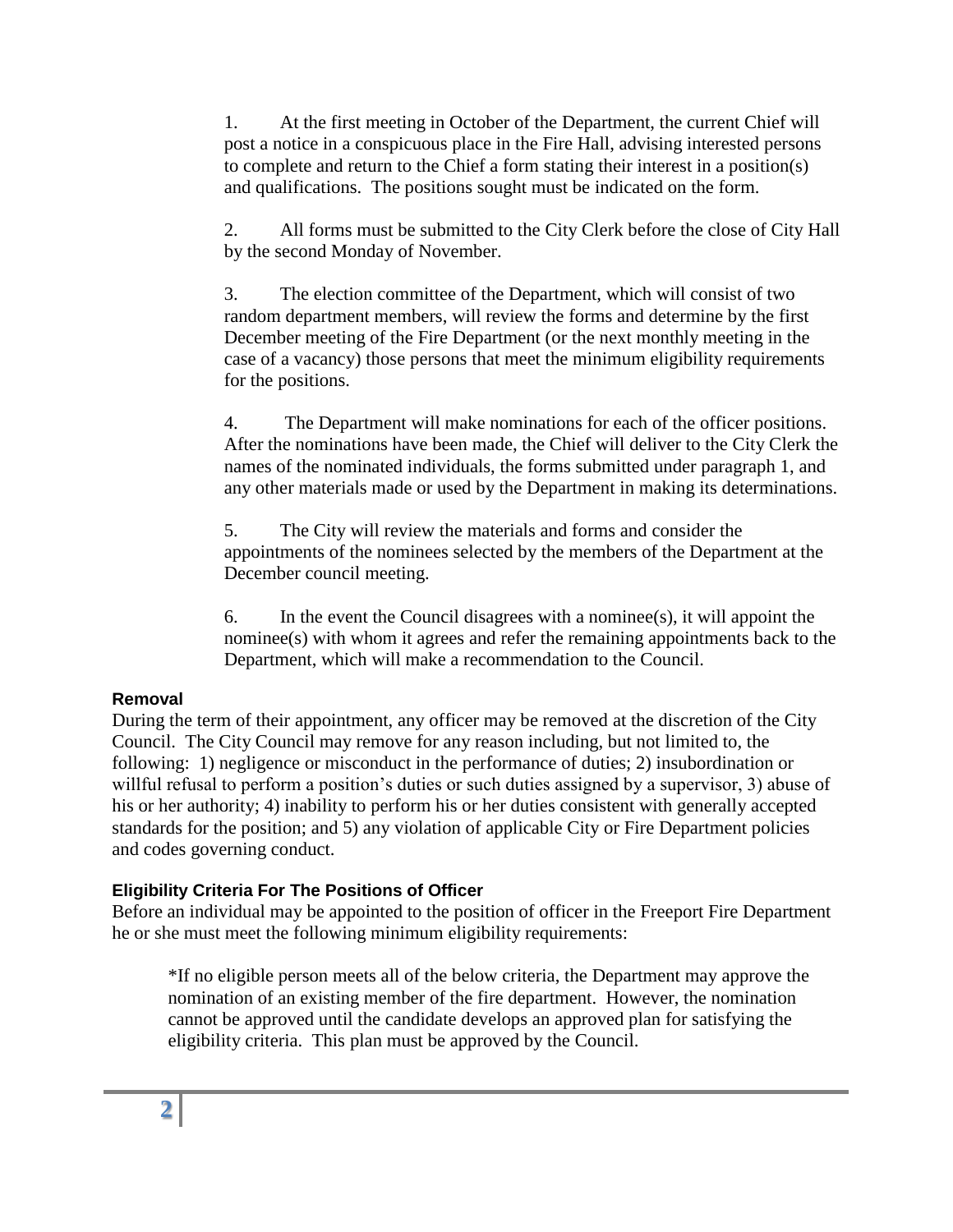1. At the first meeting in October of the Department, the current Chief will post a notice in a conspicuous place in the Fire Hall, advising interested persons to complete and return to the Chief a form stating their interest in a position(s) and qualifications. The positions sought must be indicated on the form.

2. All forms must be submitted to the City Clerk before the close of City Hall by the second Monday of November.

3. The election committee of the Department, which will consist of two random department members, will review the forms and determine by the first December meeting of the Fire Department (or the next monthly meeting in the case of a vacancy) those persons that meet the minimum eligibility requirements for the positions.

4. The Department will make nominations for each of the officer positions. After the nominations have been made, the Chief will deliver to the City Clerk the names of the nominated individuals, the forms submitted under paragraph 1, and any other materials made or used by the Department in making its determinations.

5. The City will review the materials and forms and consider the appointments of the nominees selected by the members of the Department at the December council meeting.

6. In the event the Council disagrees with a nominee(s), it will appoint the nominee(s) with whom it agrees and refer the remaining appointments back to the Department, which will make a recommendation to the Council.

#### Removal

During the term of their appointment, any officer may be removed at the discretion of the City Council. The City Council may remove for any reason including, but not limited to, the following: 1) negligence or misconduct in the performance of duties; 2) insubordination or willful refusal to perform a position's duties or such duties assigned by a supervisor, 3) abuse of his or her authority; 4) inability to perform his or her duties consistent with generally accepted standards for the position; and 5) any violation of applicable City or Fire Department policies and codes governing conduct.

#### Eligibility Criteria For The Positions of Officer

Before an individual may be appointed to the position of officer in the Freeport Fire Department he or she must meet the following minimum eligibility requirements:

> *If no eligible person meets all of the below criteria, the Department may approve the nomination of an existing member of the fire department. However, the nomination cannot be approved until the candidate develops an approved plan for satisfying the eligibility criteria. This plan must be approved by the Council.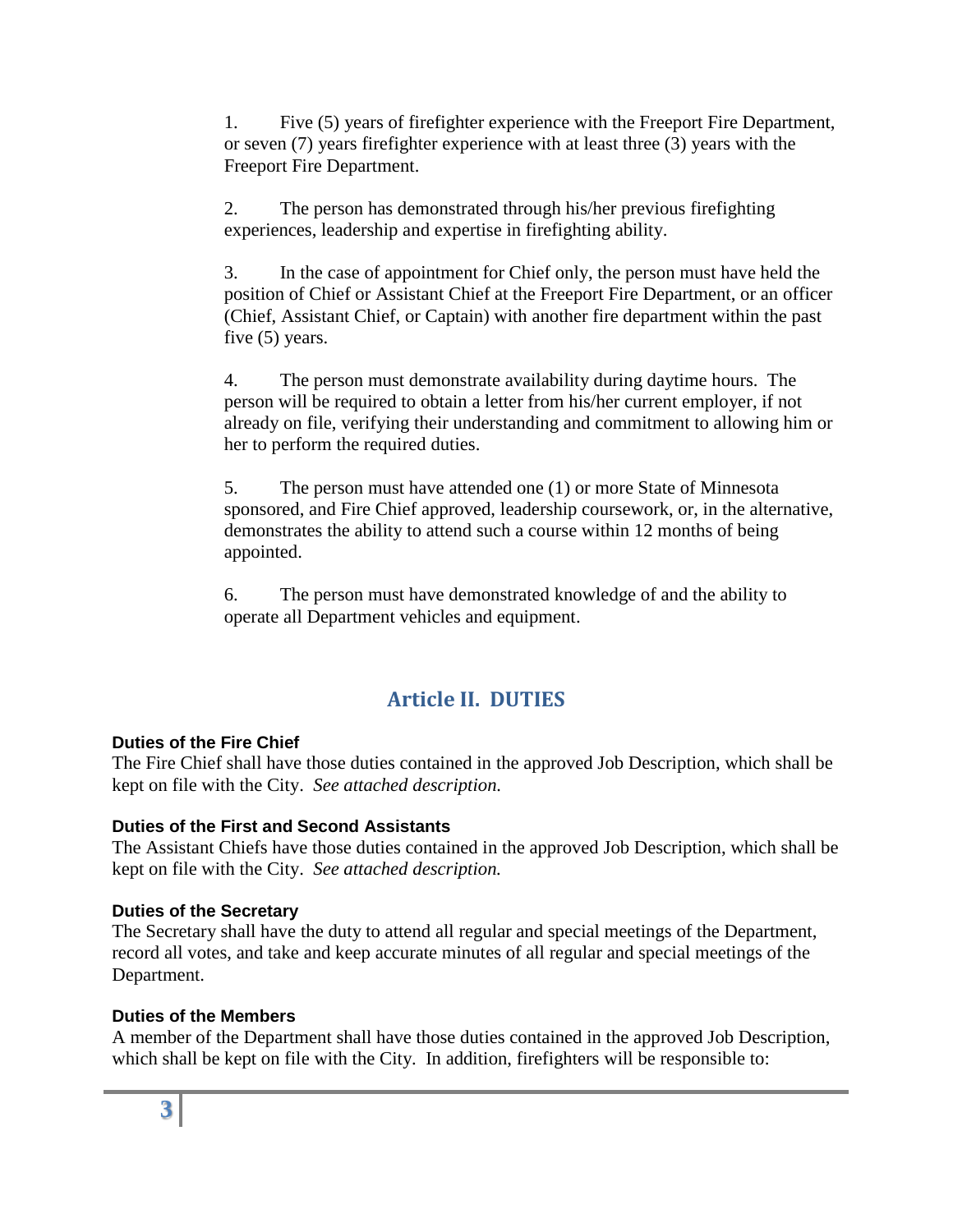1. Five (5) years of firefighter experience with the Freeport Fire Department, or seven (7) years firefighter experience with at least three (3) years with the Freeport Fire Department.

2. The person has demonstrated through his/her previous firefighting experiences, leadership and expertise in firefighting ability.

3. In the case of appointment for Chief only, the person must have held the position of Chief or Assistant Chief at the Freeport Fire Department, or an officer (Chief, Assistant Chief, or Captain) with another fire department within the past five (5) years.

4. The person must demonstrate availability during daytime hours. The person will be required to obtain a letter from his/her current employer, if not already on file, verifying their understanding and commitment to allowing him or her to perform the required duties.

5. The person must have attended one (1) or more State of Minnesota sponsored, and Fire Chief approved, leadership coursework, or, in the alternative, demonstrates the ability to attend such a course within 12 months of being appointed.

6. The person must have demonstrated knowledge of and the ability to operate all Department vehicles and equipment.

## Article II. DUTIES

**Duties of the Fire Chief**
The Fire Chief shall have those duties contained in the approved Job Description, which shall be kept on file with the City. *See attached description.*

**Duties of the First and Second Assistants**
The Assistant Chiefs have those duties contained in the approved Job Description, which shall be kept on file with the City. *See attached description.*

**Duties of the Secretary**
The Secretary shall have the duty to attend all regular and special meetings of the Department, record all votes, and take and keep accurate minutes of all regular and special meetings of the Department.

**Duties of the Members**
A member of the Department shall have those duties contained in the approved Job Description, which shall be kept on file with the City. In addition, firefighters will be responsible to: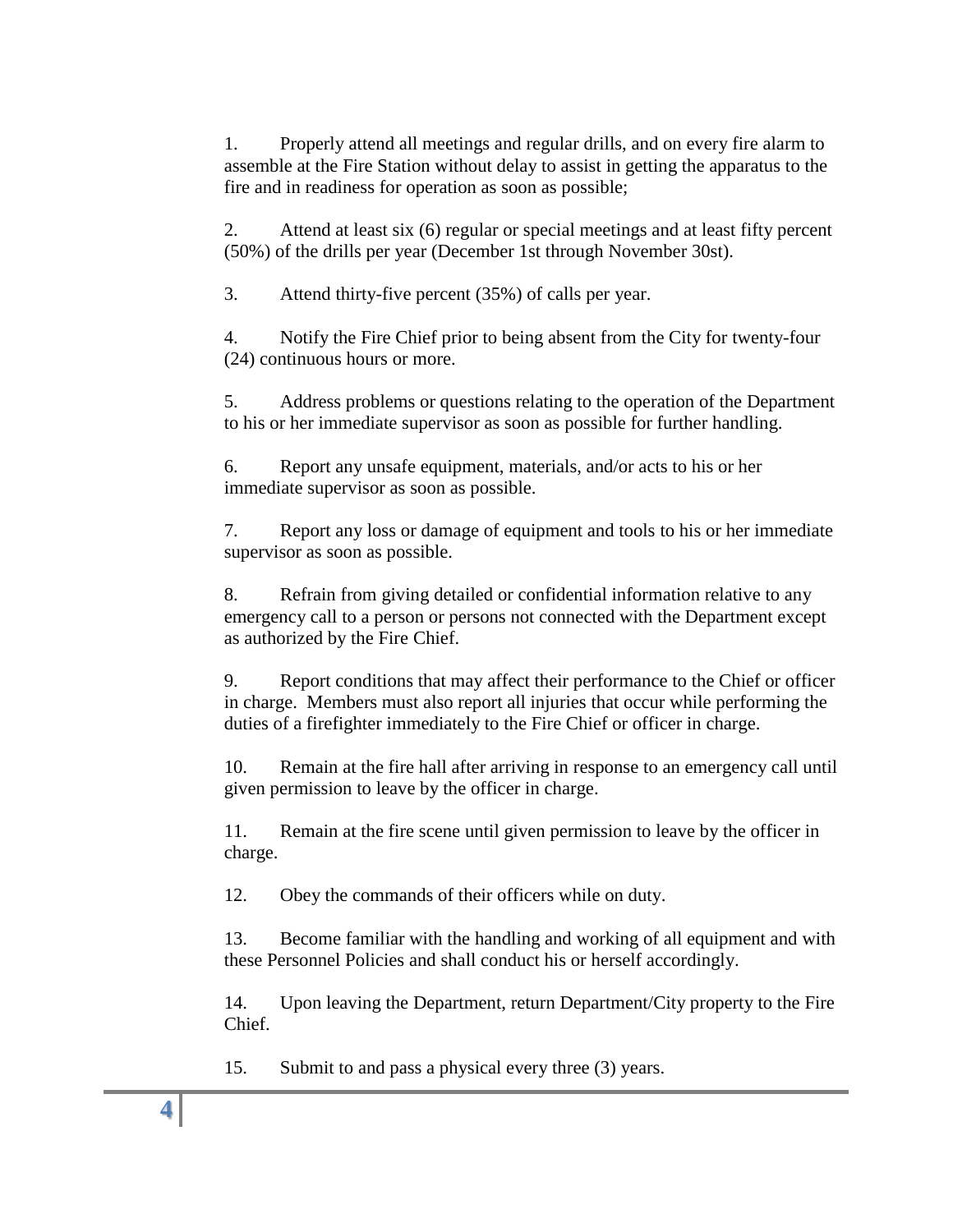1. Properly attend all meetings and regular drills, and on every fire alarm to assemble at the Fire Station without delay to assist in getting the apparatus to the fire and in readiness for operation as soon as possible;

2. Attend at least six (6) regular or special meetings and at least fifty percent (50%) of the drills per year (December 1st through November 30st).

3. Attend thirty-five percent (35%) of calls per year.

4. Notify the Fire Chief prior to being absent from the City for twenty-four (24) continuous hours or more.

5. Address problems or questions relating to the operation of the Department to his or her immediate supervisor as soon as possible for further handling.

6. Report any unsafe equipment, materials, and/or acts to his or her immediate supervisor as soon as possible.

7. Report any loss or damage of equipment and tools to his or her immediate supervisor as soon as possible.

8. Refrain from giving detailed or confidential information relative to any emergency call to a person or persons not connected with the Department except as authorized by the Fire Chief.

9. Report conditions that may affect their performance to the Chief or officer in charge. Members must also report all injuries that occur while performing the duties of a firefighter immediately to the Fire Chief or officer in charge.

10. Remain at the fire hall after arriving in response to an emergency call until given permission to leave by the officer in charge.

11. Remain at the fire scene until given permission to leave by the officer in charge.

12. Obey the commands of their officers while on duty.

13. Become familiar with the handling and working of all equipment and with these Personnel Policies and shall conduct his or herself accordingly.

14. Upon leaving the Department, return Department/City property to the Fire Chief.

15. Submit to and pass a physical every three (3) years.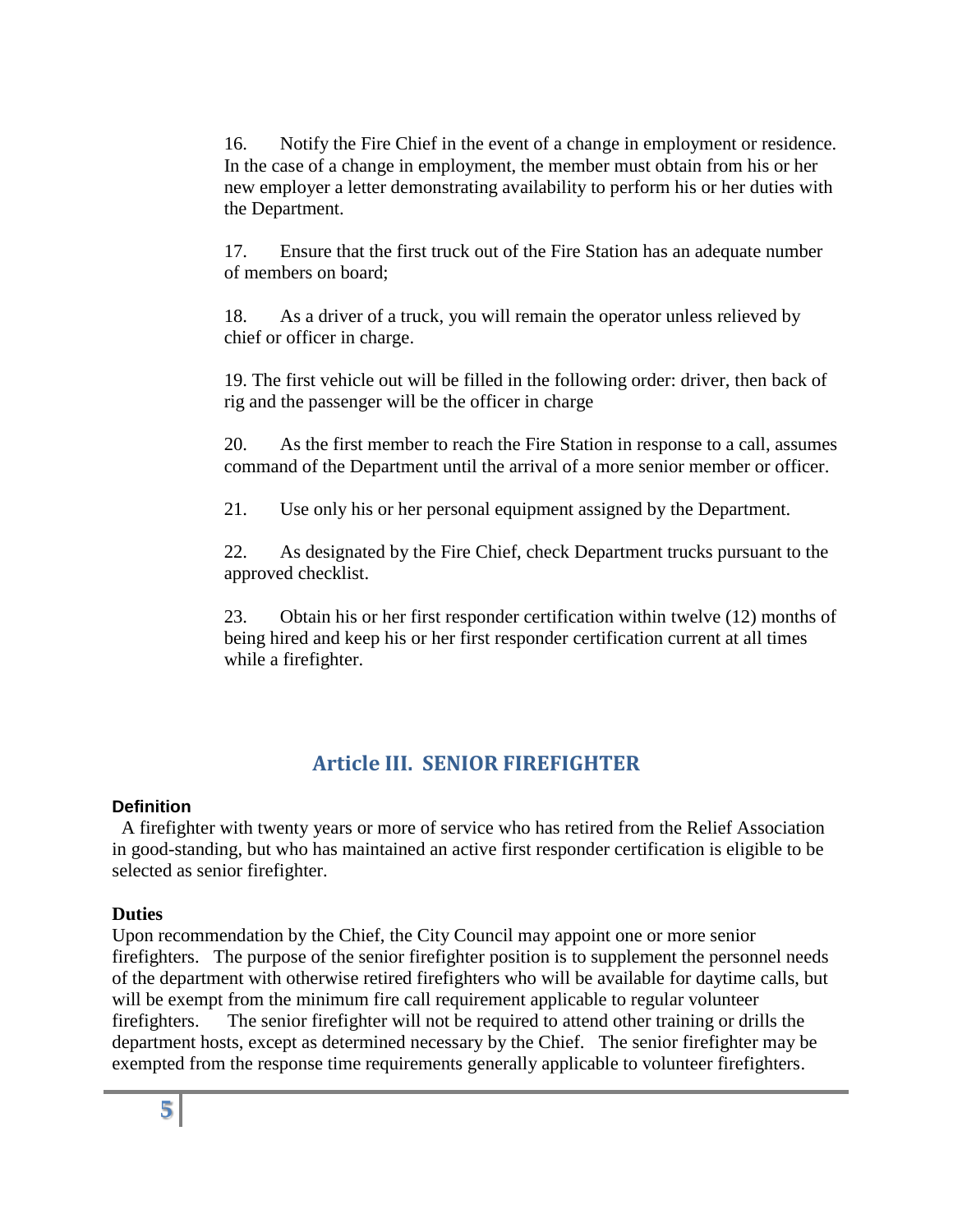16. Notify the Fire Chief in the event of a change in employment or residence. In the case of a change in employment, the member must obtain from his or her new employer a letter demonstrating availability to perform his or her duties with the Department.

17. Ensure that the first truck out of the Fire Station has an adequate number of members on board;

18. As a driver of a truck, you will remain the operator unless relieved by chief or officer in charge.

19. The first vehicle out will be filled in the following order: driver, then back of rig and the passenger will be the officer in charge

20. As the first member to reach the Fire Station in response to a call, assumes command of the Department until the arrival of a more senior member or officer.

21. Use only his or her personal equipment assigned by the Department.

22. As designated by the Fire Chief, check Department trucks pursuant to the approved checklist.

23. Obtain his or her first responder certification within twelve (12) months of being hired and keep his or her first responder certification current at all times while a firefighter.

## Article III. SENIOR FIREFIGHTER

**Definition**

A firefighter with twenty years or more of service who has retired from the Relief Association in good-standing, but who has maintained an active first responder certification is eligible to be selected as senior firefighter.

**Duties**

Upon recommendation by the Chief, the City Council may appoint one or more senior firefighters. The purpose of the senior firefighter position is to supplement the personnel needs of the department with otherwise retired firefighters who will be available for daytime calls, but will be exempt from the minimum fire call requirement applicable to regular volunteer firefighters. The senior firefighter will not be required to attend other training or drills the department hosts, except as determined necessary by the Chief. The senior firefighter may be exempted from the response time requirements generally applicable to volunteer firefighters.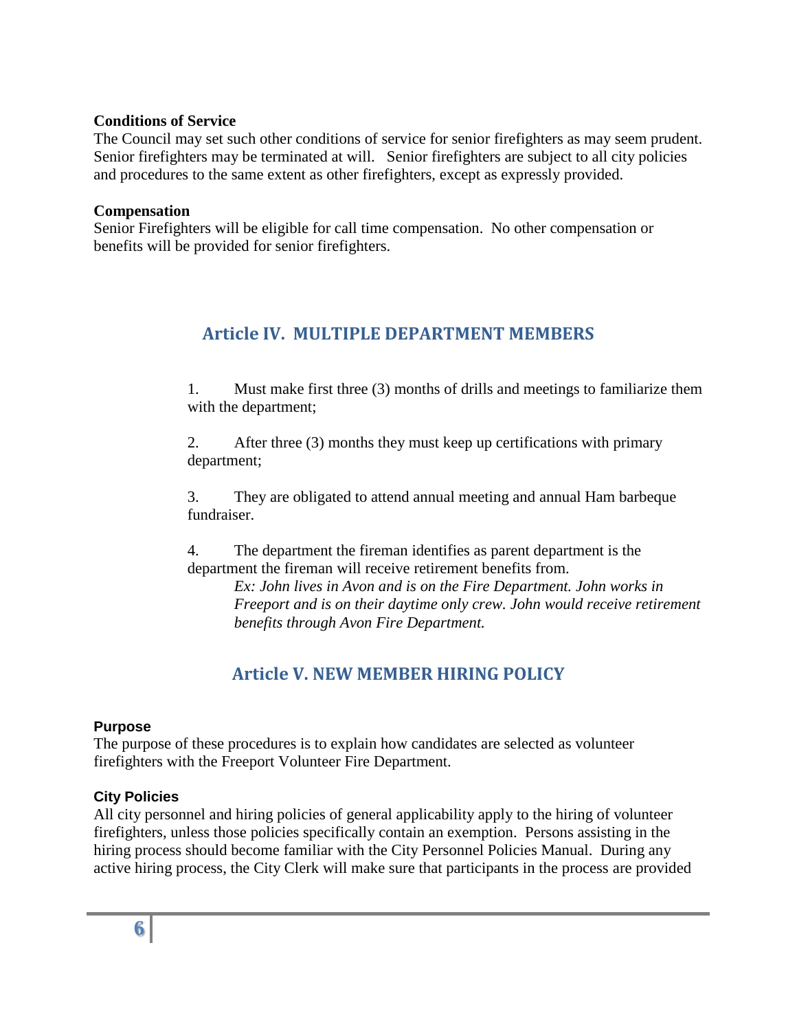**Conditions of Service**
The Council may set such other conditions of service for senior firefighters as may seem prudent. Senior firefighters may be terminated at will. Senior firefighters are subject to all city policies and procedures to the same extent as other firefighters, except as expressly provided.

**Compensation**
Senior Firefighters will be eligible for call time compensation. No other compensation or benefits will be provided for senior firefighters.

## Article IV. MULTIPLE DEPARTMENT MEMBERS

1. Must make first three (3) months of drills and meetings to familiarize them with the department;

2. After three (3) months they must keep up certifications with primary department;

3. They are obligated to attend annual meeting and annual Ham barbeque fundraiser.

4. The department the fireman identifies as parent department is the department the fireman will receive retirement benefits from.
   *Ex: John lives in Avon and is on the Fire Department. John works in Freeport and is on their daytime only crew. John would receive retirement benefits through Avon Fire Department.*

## Article V. NEW MEMBER HIRING POLICY

**Purpose**
The purpose of these procedures is to explain how candidates are selected as volunteer firefighters with the Freeport Volunteer Fire Department.

**City Policies**
All city personnel and hiring policies of general applicability apply to the hiring of volunteer firefighters, unless those policies specifically contain an exemption. Persons assisting in the hiring process should become familiar with the City Personnel Policies Manual. During any active hiring process, the City Clerk will make sure that participants in the process are provided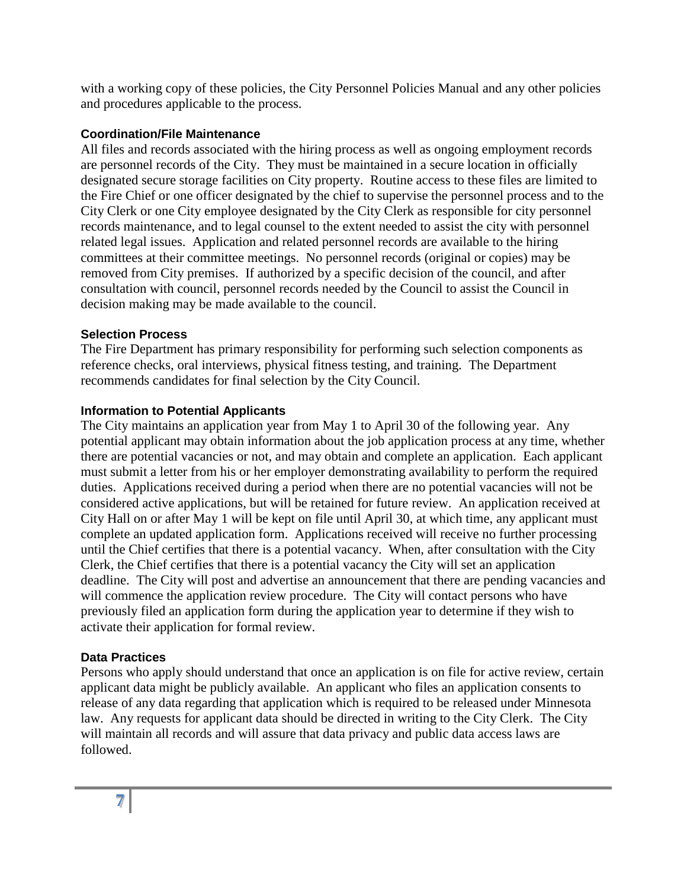with a working copy of these policies, the City Personnel Policies Manual and any other policies and procedures applicable to the process.

### Coordination/File Maintenance

All files and records associated with the hiring process as well as ongoing employment records are personnel records of the City. They must be maintained in a secure location in officially designated secure storage facilities on City property. Routine access to these files are limited to the Fire Chief or one officer designated by the chief to supervise the personnel process and to the City Clerk or one City employee designated by the City Clerk as responsible for city personnel records maintenance, and to legal counsel to the extent needed to assist the city with personnel related legal issues. Application and related personnel records are available to the hiring committees at their committee meetings. No personnel records (original or copies) may be removed from City premises. If authorized by a specific decision of the council, and after consultation with council, personnel records needed by the Council to assist the Council in decision making may be made available to the council.

### Selection Process

The Fire Department has primary responsibility for performing such selection components as reference checks, oral interviews, physical fitness testing, and training. The Department recommends candidates for final selection by the City Council.

### Information to Potential Applicants

The City maintains an application year from May 1 to April 30 of the following year. Any potential applicant may obtain information about the job application process at any time, whether there are potential vacancies or not, and may obtain and complete an application. Each applicant must submit a letter from his or her employer demonstrating availability to perform the required duties. Applications received during a period when there are no potential vacancies will not be considered active applications, but will be retained for future review. An application received at City Hall on or after May 1 will be kept on file until April 30, at which time, any applicant must complete an updated application form. Applications received will receive no further processing until the Chief certifies that there is a potential vacancy. When, after consultation with the City Clerk, the Chief certifies that there is a potential vacancy the City will set an application deadline. The City will post and advertise an announcement that there are pending vacancies and will commence the application review procedure. The City will contact persons who have previously filed an application form during the application year to determine if they wish to activate their application for formal review.

### Data Practices

Persons who apply should understand that once an application is on file for active review, certain applicant data might be publicly available. An applicant who files an application consents to release of any data regarding that application which is required to be released under Minnesota law. Any requests for applicant data should be directed in writing to the City Clerk. The City will maintain all records and will assure that data privacy and public data access laws are followed.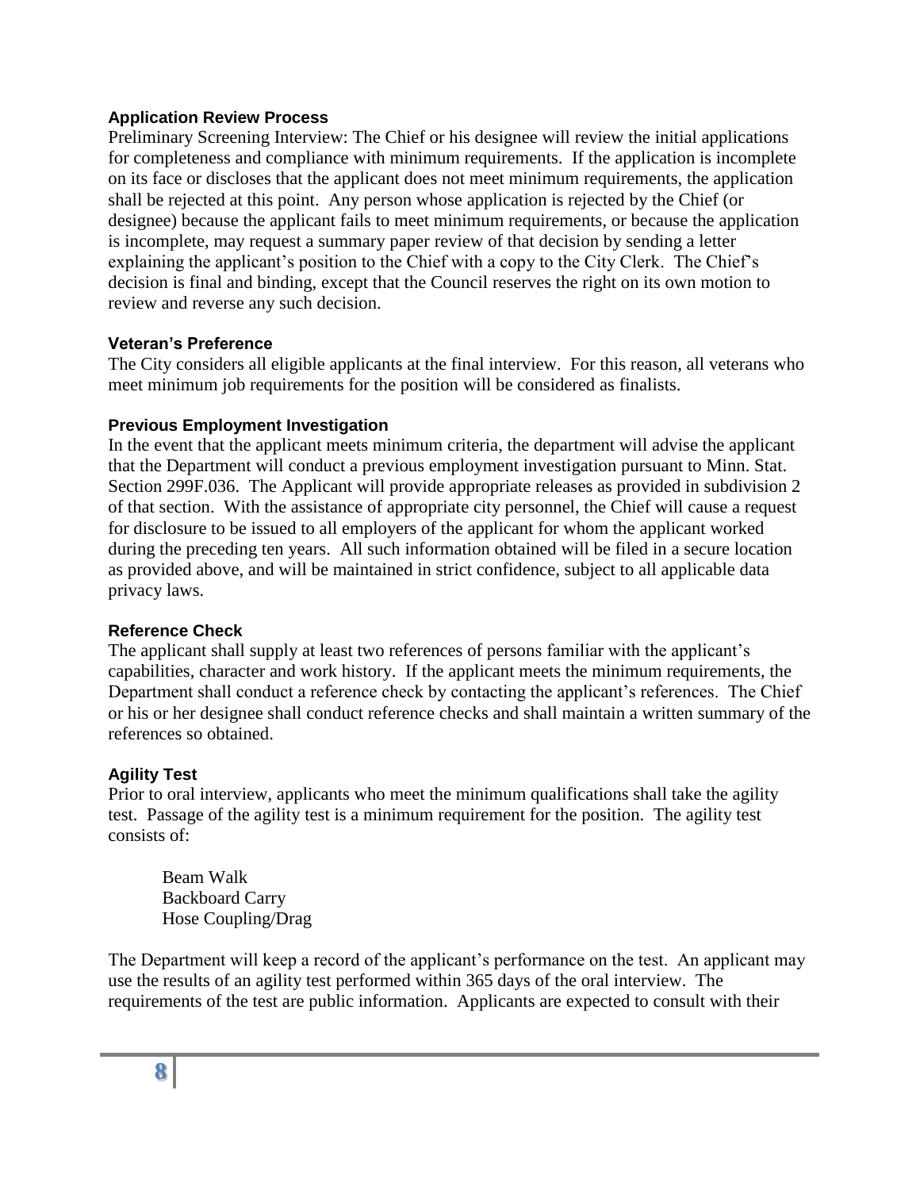### Application Review Process

Preliminary Screening Interview: The Chief or his designee will review the initial applications for completeness and compliance with minimum requirements. If the application is incomplete on its face or discloses that the applicant does not meet minimum requirements, the application shall be rejected at this point. Any person whose application is rejected by the Chief (or designee) because the applicant fails to meet minimum requirements, or because the application is incomplete, may request a summary paper review of that decision by sending a letter explaining the applicant's position to the Chief with a copy to the City Clerk. The Chief's decision is final and binding, except that the Council reserves the right on its own motion to review and reverse any such decision.

### Veteran's Preference

The City considers all eligible applicants at the final interview. For this reason, all veterans who meet minimum job requirements for the position will be considered as finalists.

### Previous Employment Investigation

In the event that the applicant meets minimum criteria, the department will advise the applicant that the Department will conduct a previous employment investigation pursuant to Minn. Stat. Section 299F.036. The Applicant will provide appropriate releases as provided in subdivision 2 of that section. With the assistance of appropriate city personnel, the Chief will cause a request for disclosure to be issued to all employers of the applicant for whom the applicant worked during the preceding ten years. All such information obtained will be filed in a secure location as provided above, and will be maintained in strict confidence, subject to all applicable data privacy laws.

### Reference Check

The applicant shall supply at least two references of persons familiar with the applicant's capabilities, character and work history. If the applicant meets the minimum requirements, the Department shall conduct a reference check by contacting the applicant's references. The Chief or his or her designee shall conduct reference checks and shall maintain a written summary of the references so obtained.

### Agility Test

Prior to oral interview, applicants who meet the minimum qualifications shall take the agility test. Passage of the agility test is a minimum requirement for the position. The agility test consists of:

- Beam Walk
- Backboard Carry
- Hose Coupling/Drag

The Department will keep a record of the applicant's performance on the test. An applicant may use the results of an agility test performed within 365 days of the oral interview. The requirements of the test are public information. Applicants are expected to consult with their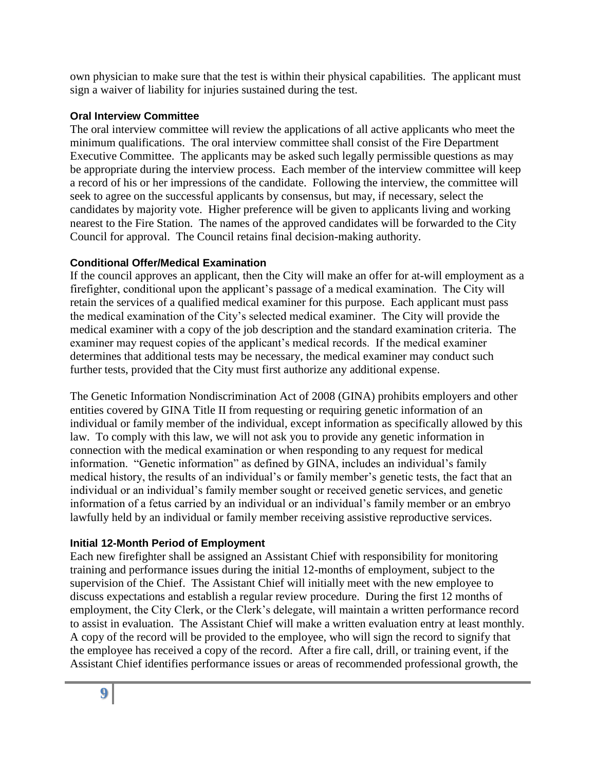own physician to make sure that the test is within their physical capabilities. The applicant must sign a waiver of liability for injuries sustained during the test.

### Oral Interview Committee

The oral interview committee will review the applications of all active applicants who meet the minimum qualifications. The oral interview committee shall consist of the Fire Department Executive Committee. The applicants may be asked such legally permissible questions as may be appropriate during the interview process. Each member of the interview committee will keep a record of his or her impressions of the candidate. Following the interview, the committee will seek to agree on the successful applicants by consensus, but may, if necessary, select the candidates by majority vote. Higher preference will be given to applicants living and working nearest to the Fire Station. The names of the approved candidates will be forwarded to the City Council for approval. The Council retains final decision-making authority.

### Conditional Offer/Medical Examination

If the council approves an applicant, then the City will make an offer for at-will employment as a firefighter, conditional upon the applicant's passage of a medical examination. The City will retain the services of a qualified medical examiner for this purpose. Each applicant must pass the medical examination of the City's selected medical examiner. The City will provide the medical examiner with a copy of the job description and the standard examination criteria. The examiner may request copies of the applicant's medical records. If the medical examiner determines that additional tests may be necessary, the medical examiner may conduct such further tests, provided that the City must first authorize any additional expense.

The Genetic Information Nondiscrimination Act of 2008 (GINA) prohibits employers and other entities covered by GINA Title II from requesting or requiring genetic information of an individual or family member of the individual, except information as specifically allowed by this law. To comply with this law, we will not ask you to provide any genetic information in connection with the medical examination or when responding to any request for medical information. "Genetic information" as defined by GINA, includes an individual's family medical history, the results of an individual's or family member's genetic tests, the fact that an individual or an individual's family member sought or received genetic services, and genetic information of a fetus carried by an individual or an individual's family member or an embryo lawfully held by an individual or family member receiving assistive reproductive services.

### Initial 12-Month Period of Employment

Each new firefighter shall be assigned an Assistant Chief with responsibility for monitoring training and performance issues during the initial 12-months of employment, subject to the supervision of the Chief. The Assistant Chief will initially meet with the new employee to discuss expectations and establish a regular review procedure. During the first 12 months of employment, the City Clerk, or the Clerk's delegate, will maintain a written performance record to assist in evaluation. The Assistant Chief will make a written evaluation entry at least monthly. A copy of the record will be provided to the employee, who will sign the record to signify that the employee has received a copy of the record. After a fire call, drill, or training event, if the Assistant Chief identifies performance issues or areas of recommended professional growth, the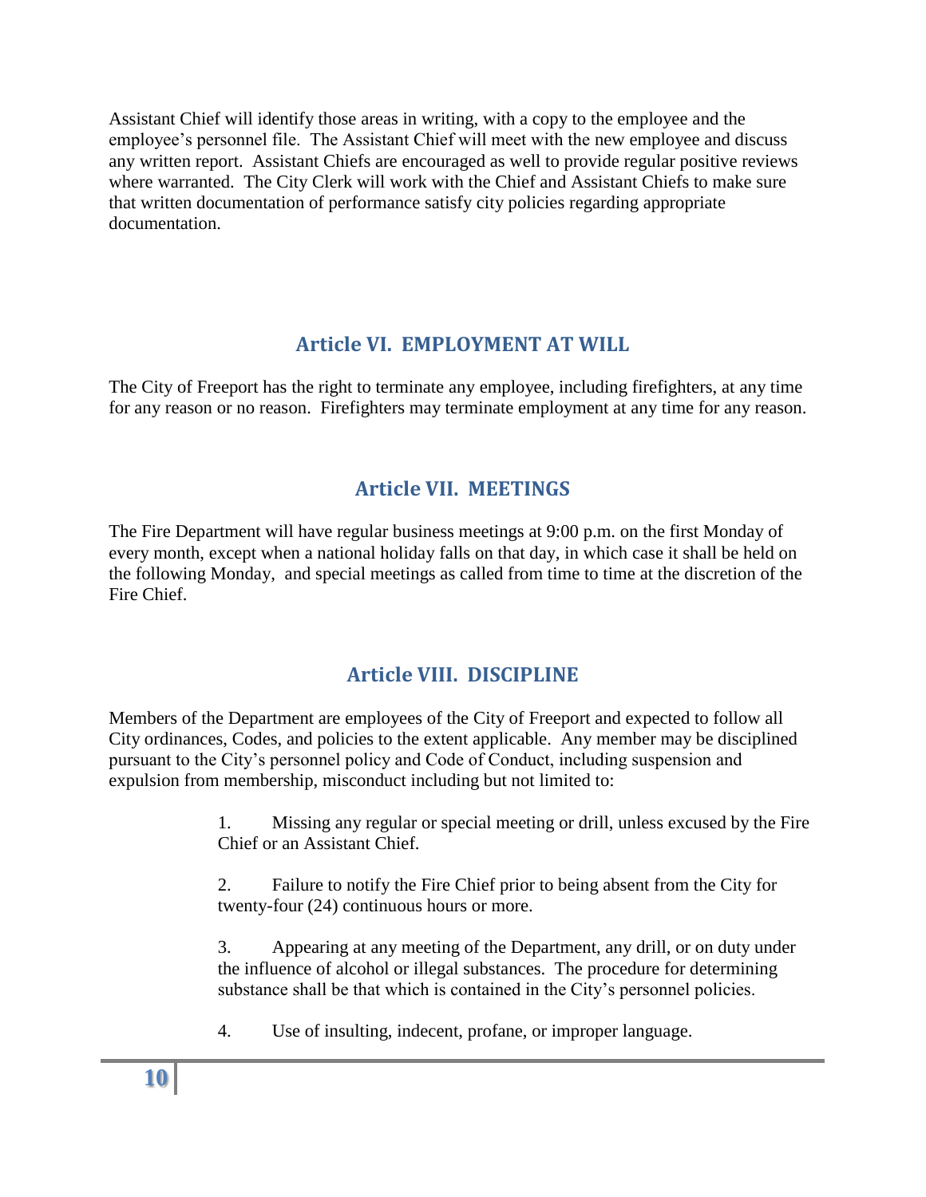Assistant Chief will identify those areas in writing, with a copy to the employee and the employee's personnel file. The Assistant Chief will meet with the new employee and discuss any written report. Assistant Chiefs are encouraged as well to provide regular positive reviews where warranted. The City Clerk will work with the Chief and Assistant Chiefs to make sure that written documentation of performance satisfy city policies regarding appropriate documentation.

## Article VI. EMPLOYMENT AT WILL

The City of Freeport has the right to terminate any employee, including firefighters, at any time for any reason or no reason. Firefighters may terminate employment at any time for any reason.

## Article VII. MEETINGS

The Fire Department will have regular business meetings at 9:00 p.m. on the first Monday of every month, except when a national holiday falls on that day, in which case it shall be held on the following Monday, and special meetings as called from time to time at the discretion of the Fire Chief.

## Article VIII. DISCIPLINE

Members of the Department are employees of the City of Freeport and expected to follow all City ordinances, Codes, and policies to the extent applicable. Any member may be disciplined pursuant to the City's personnel policy and Code of Conduct, including suspension and expulsion from membership, misconduct including but not limited to:

1. Missing any regular or special meeting or drill, unless excused by the Fire Chief or an Assistant Chief.

2. Failure to notify the Fire Chief prior to being absent from the City for twenty-four (24) continuous hours or more.

3. Appearing at any meeting of the Department, any drill, or on duty under the influence of alcohol or illegal substances. The procedure for determining substance shall be that which is contained in the City's personnel policies.

4. Use of insulting, indecent, profane, or improper language.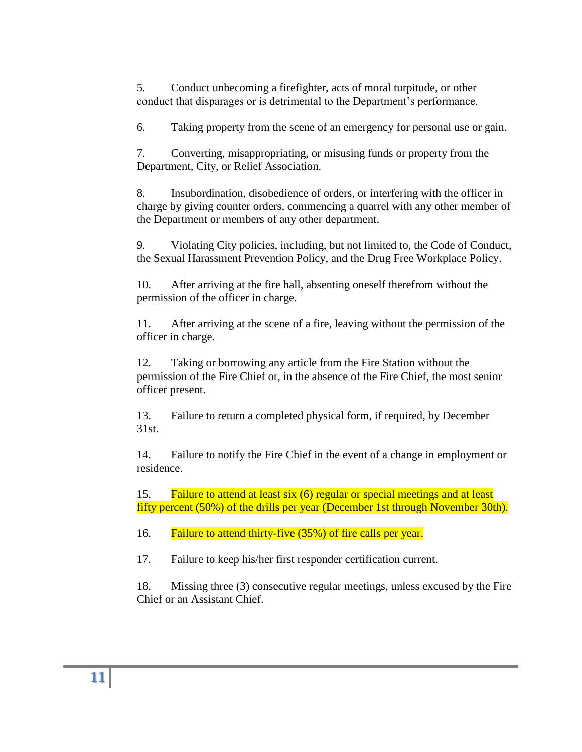5. Conduct unbecoming a firefighter, acts of moral turpitude, or other conduct that disparages or is detrimental to the Department's performance.

6. Taking property from the scene of an emergency for personal use or gain.

7. Converting, misappropriating, or misusing funds or property from the Department, City, or Relief Association.

8. Insubordination, disobedience of orders, or interfering with the officer in charge by giving counter orders, commencing a quarrel with any other member of the Department or members of any other department.

9. Violating City policies, including, but not limited to, the Code of Conduct, the Sexual Harassment Prevention Policy, and the Drug Free Workplace Policy.

10. After arriving at the fire hall, absenting oneself therefrom without the permission of the officer in charge.

11. After arriving at the scene of a fire, leaving without the permission of the officer in charge.

12. Taking or borrowing any article from the Fire Station without the permission of the Fire Chief or, in the absence of the Fire Chief, the most senior officer present.

13. Failure to return a completed physical form, if required, by December 31st.

14. Failure to notify the Fire Chief in the event of a change in employment or residence.

15. Failure to attend at least six (6) regular or special meetings and at least fifty percent (50%) of the drills per year (December 1st through November 30th).

16. Failure to attend thirty-five (35%) of fire calls per year.

17. Failure to keep his/her first responder certification current.

18. Missing three (3) consecutive regular meetings, unless excused by the Fire Chief or an Assistant Chief.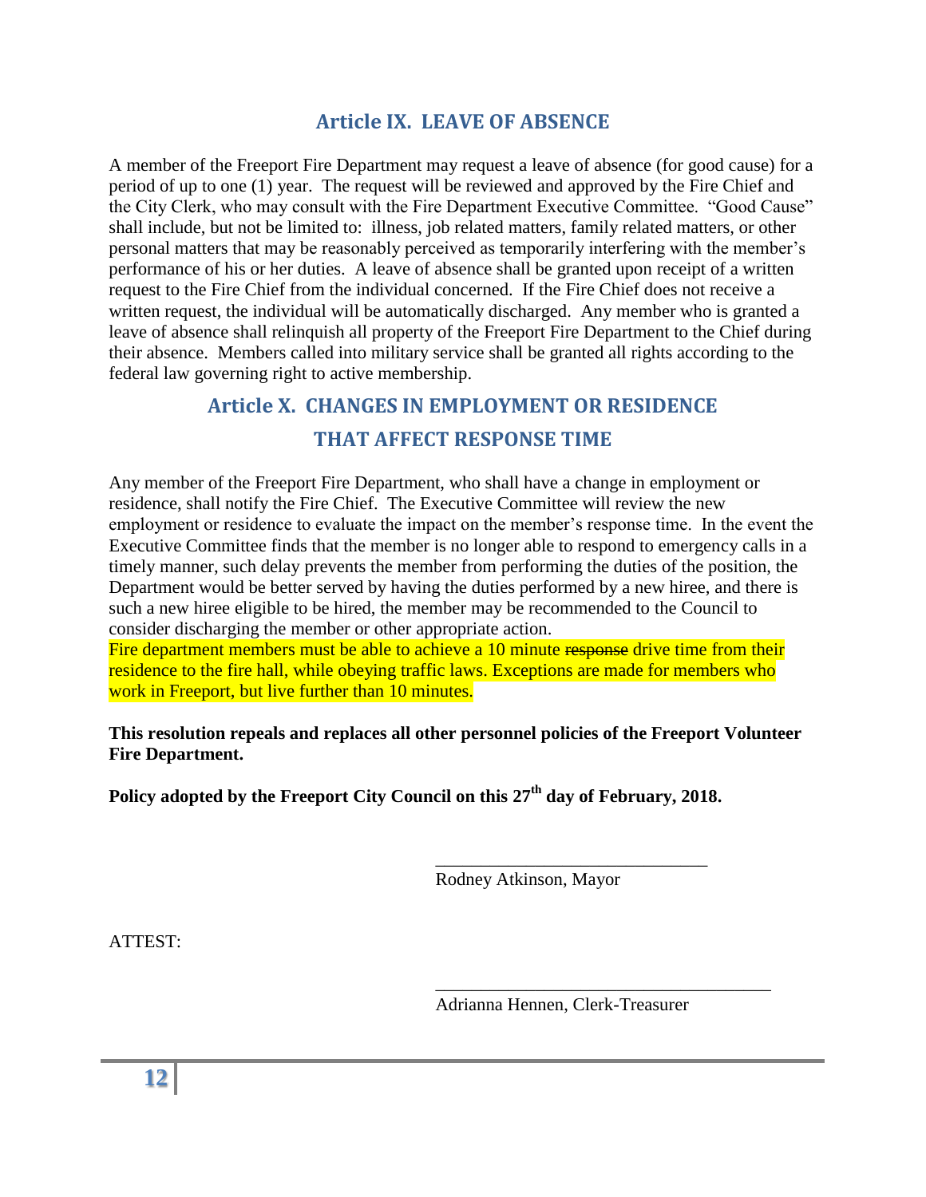## Article IX. LEAVE OF ABSENCE

A member of the Freeport Fire Department may request a leave of absence (for good cause) for a period of up to one (1) year. The request will be reviewed and approved by the Fire Chief and the City Clerk, who may consult with the Fire Department Executive Committee. "Good Cause" shall include, but not be limited to: illness, job related matters, family related matters, or other personal matters that may be reasonably perceived as temporarily interfering with the member's performance of his or her duties. A leave of absence shall be granted upon receipt of a written request to the Fire Chief from the individual concerned. If the Fire Chief does not receive a written request, the individual will be automatically discharged. Any member who is granted a leave of absence shall relinquish all property of the Freeport Fire Department to the Chief during their absence. Members called into military service shall be granted all rights according to the federal law governing right to active membership.

## Article X. CHANGES IN EMPLOYMENT OR RESIDENCE THAT AFFECT RESPONSE TIME

Any member of the Freeport Fire Department, who shall have a change in employment or residence, shall notify the Fire Chief. The Executive Committee will review the new employment or residence to evaluate the impact on the member's response time. In the event the Executive Committee finds that the member is no longer able to respond to emergency calls in a timely manner, such delay prevents the member from performing the duties of the position, the Department would be better served by having the duties performed by a new hiree, and there is such a new hiree eligible to be hired, the member may be recommended to the Council to consider discharging the member or other appropriate action.

Fire department members must be able to achieve a 10 minute ~~response~~ drive time from their residence to the fire hall, while obeying traffic laws. Exceptions are made for members who work in Freeport, but live further than 10 minutes.

**This resolution repeals and replaces all other personnel policies of the Freeport Volunteer Fire Department.**

**Policy adopted by the Freeport City Council on this 27th day of February, 2018.**

\_\_\_\_\_\_\_\_\_\_\_\_\_\_\_\_\_\_\_\_\_\_\_\_\_\_\_\_\_\_
Rodney Atkinson, Mayor

ATTEST:

\_\_\_\_\_\_\_\_\_\_\_\_\_\_\_\_\_\_\_\_\_\_\_\_\_\_\_\_\_\_\_\_\_\_\_\_
Adrianna Hennen, Clerk-Treasurer